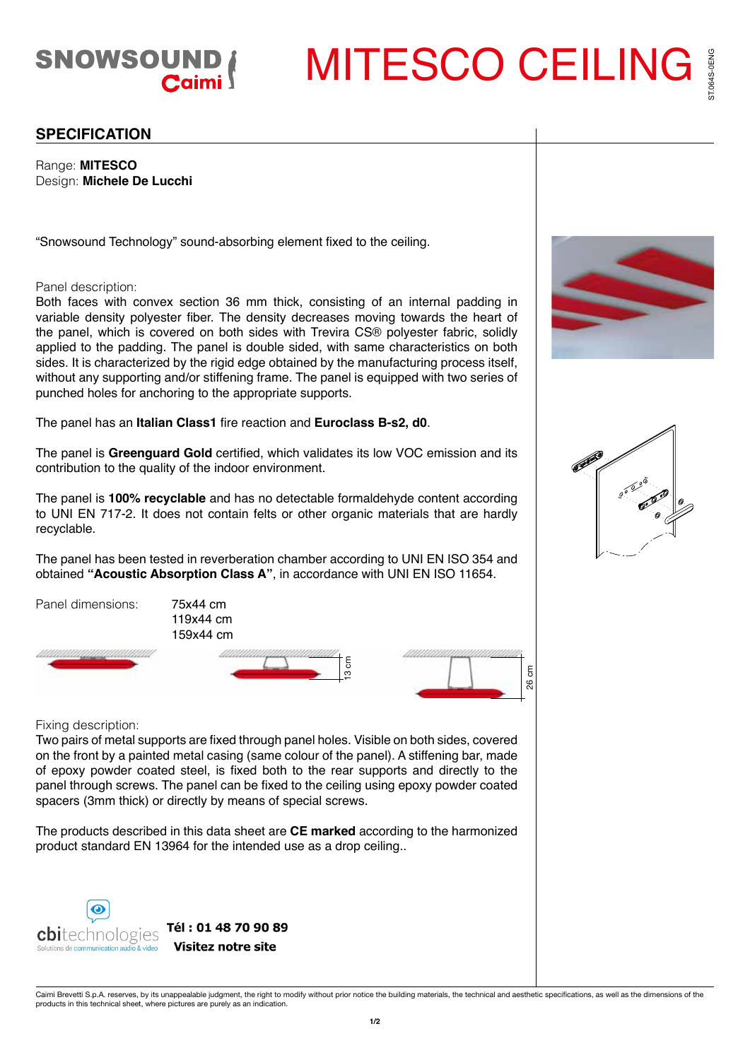SNOWSOUND Caimi

# MITESCO CEILING

ST.064S-0ENG

## SPECIFICATION

Range: **MITESCO**
Design: **Michele De Lucchi**

“Snowsound Technology” sound-absorbing element fixed to the ceiling.

Panel description:
Both faces with convex section 36 mm thick, consisting of an internal padding in variable density polyester fiber. The density decreases moving towards the heart of the panel, which is covered on both sides with Trevira CS® polyester fabric, solidly applied to the padding. The panel is double sided, with same characteristics on both sides. It is characterized by the rigid edge obtained by the manufacturing process itself, without any supporting and/or stiffening frame. The panel is equipped with two series of punched holes for anchoring to the appropriate supports.

The panel has an **Italian Class1** fire reaction and **Euroclass B-s2, d0**.

The panel is **Greenguard Gold** certified, which validates its low VOC emission and its contribution to the quality of the indoor environment.

The panel is **100% recyclable** and has no detectable formaldehyde content according to UNI EN 717-2. It does not contain felts or other organic materials that are hardly recyclable.

The panel has been tested in reverberation chamber according to UNI EN ISO 354 and obtained **“Acoustic Absorption Class A”**, in accordance with UNI EN ISO 11654.

Panel dimensions: 75x44 cm
119x44 cm
159x44 cm

13 cm

26 cm

Fixing description:
Two pairs of metal supports are fixed through panel holes. Visible on both sides, covered on the front by a painted metal casing (same colour of the panel). A stiffening bar, made of epoxy powder coated steel, is fixed both to the rear supports and directly to the panel through screws. The panel can be fixed to the ceiling using epoxy powder coated spacers (3mm thick) or directly by means of special screws.

The products described in this data sheet are **CE marked** according to the harmonized product standard EN 13964 for the intended use as a drop ceiling..

cbitechnologies
Solutions de communication audio & video

**Tél : 01 48 70 90 89**
**Visitez notre site**

Caimi Brevetti S.p.A. reserves, by its unappealable judgment, the right to modify without prior notice the building materials, the technical and aesthetic specifications, as well as the dimensions of the products in this technical sheet, where pictures are purely as an indication.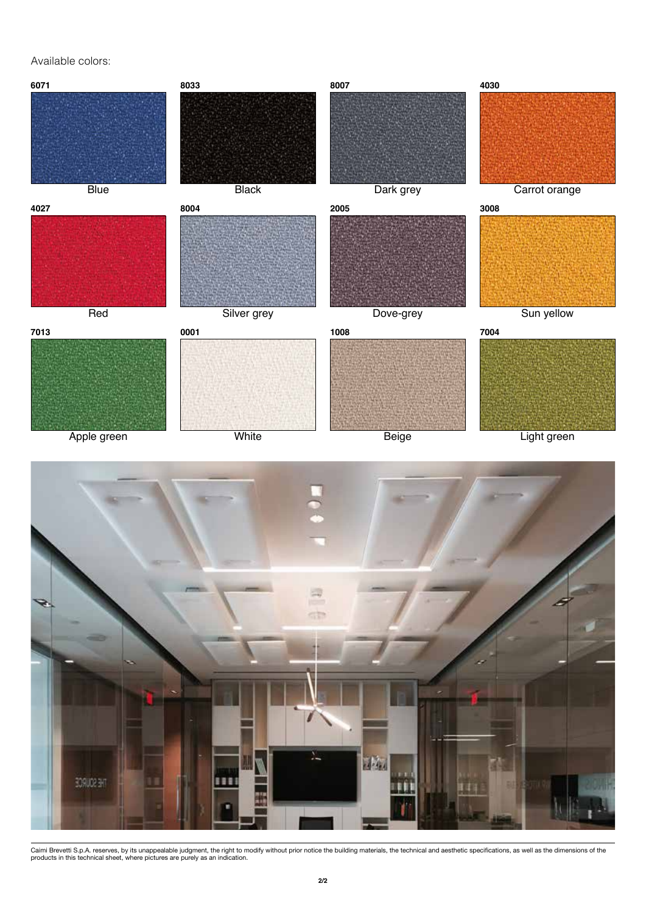Available colors:

| | | | |
|---|---|---|---|
| 6071 Blue | 8033 Black | 8007 Dark grey | 4030 Carrot orange |
| 4027 Red | 8004 Silver grey | 2005 Dove-grey | 3008 Sun yellow |
| 7013 Apple green | 0001 White | 1008 Beige | 7004 Light green |

Caimi Brevetti S.p.A. reserves, by its unappealable judgment, the right to modify without prior notice the building materials, the technical and aesthetic specifications, as well as the dimensions of the products in this technical sheet, where pictures are purely as an indication.